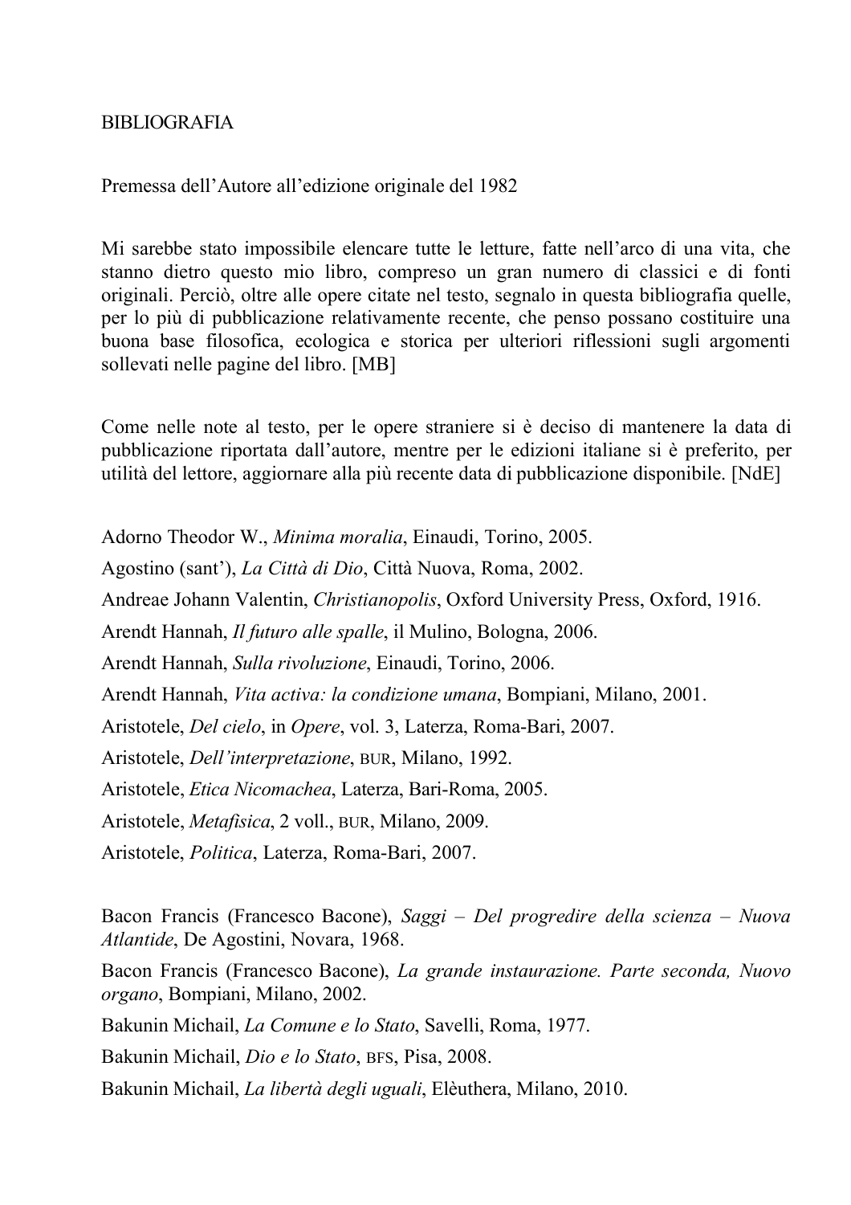# BIBLIOGRAFIA

Premessa dell'Autore all'edizione originale del 1982

Mi sarebbe stato impossibile elencare tutte le letture, fatte nell'arco di una vita, che stanno dietro questo mio libro, compreso un gran numero di classici e di fonti originali. Perciò, oltre alle opere citate nel testo, segnalo in questa bibliografia quelle, per lo più di pubblicazione relativamente recente, che penso possano costituire una buona base filosofica, ecologica e storica per ulteriori riflessioni sugli argomenti sollevati nelle pagine del libro. [MB]

Come nelle note al testo, per le opere straniere si è deciso di mantenere la data di pubblicazione riportata dall'autore, mentre per le edizioni italiane si è preferito, per utilità del lettore, aggiornare alla più recente data di pubblicazione disponibile. [NdE]

Adorno Theodor W., *Minima moralia*, Einaudi, Torino, 2005.

Agostino (sant'), *La Città di Dio*, Città Nuova, Roma, 2002.

Andreae Johann Valentin, *Christianopolis*, Oxford University Press, Oxford, 1916.

Arendt Hannah, *Il futuro alle spalle*, il Mulino, Bologna, 2006.

Arendt Hannah, *Sulla rivoluzione*, Einaudi, Torino, 2006.

Arendt Hannah, *Vita activa: la condizione umana*, Bompiani, Milano, 2001.

Aristotele, *Del cielo*, in *Opere*, vol. 3, Laterza, Roma-Bari, 2007.

Aristotele, *Dell'interpretazione*, BUR, Milano, 1992.

Aristotele, *Etica Nicomachea*, Laterza, Bari-Roma, 2005.

Aristotele, *Metafisica*, 2 voll., BUR, Milano, 2009.

Aristotele, *Politica*, Laterza, Roma-Bari, 2007.

Bacon Francis (Francesco Bacone), *Saggi – Del progredire della scienza – Nuova Atlantide*, De Agostini, Novara, 1968.

Bacon Francis (Francesco Bacone), *La grande instaurazione. Parte seconda, Nuovo organo*, Bompiani, Milano, 2002.

Bakunin Michail, *La Comune e lo Stato*, Savelli, Roma, 1977.

Bakunin Michail, *Dio e lo Stato*, BFS, Pisa, 2008.

Bakunin Michail, *La libertà degli uguali*, Elèuthera, Milano, 2010.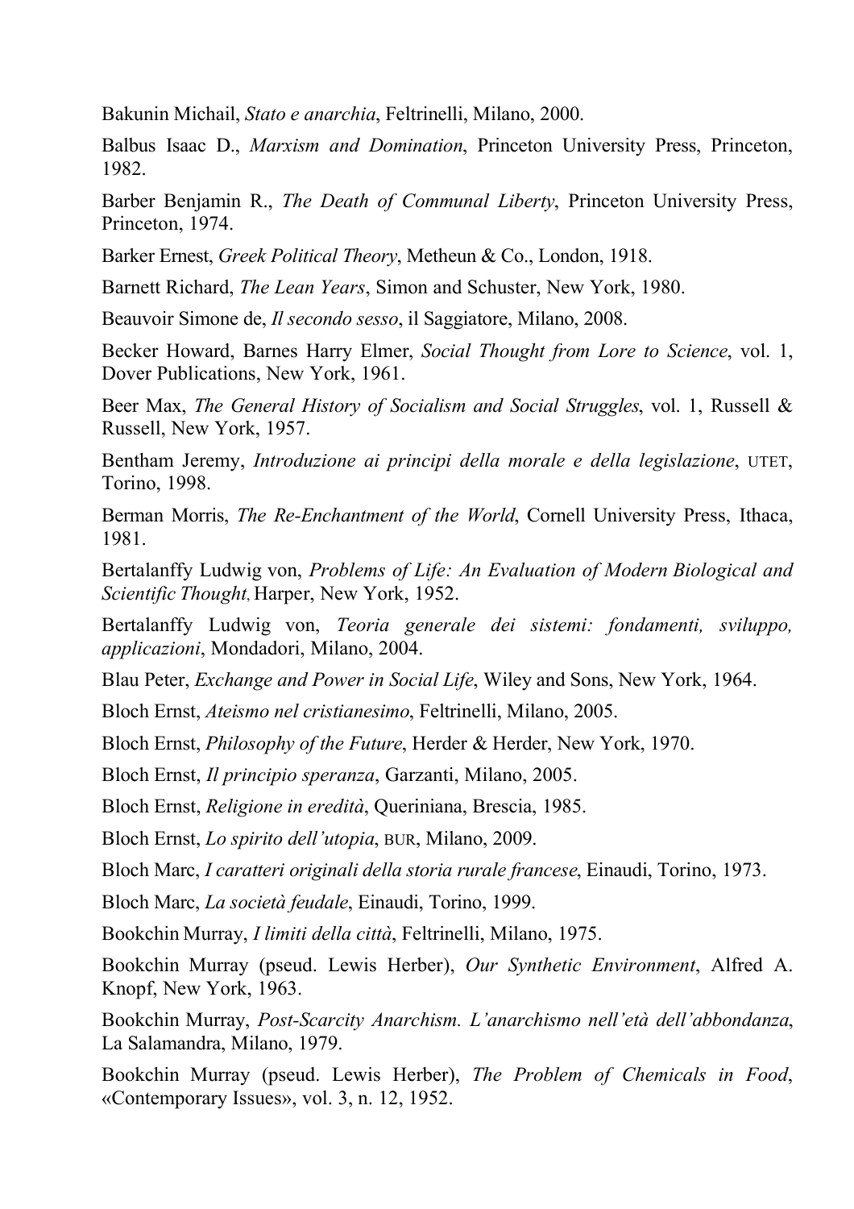Bakunin Michail, *Stato e anarchia*, Feltrinelli, Milano, 2000.

Balbus Isaac D., *Marxism and Domination*, Princeton University Press, Princeton, 1982.

Barber Benjamin R., *The Death of Communal Liberty*, Princeton University Press, Princeton, 1974.

Barker Ernest, *Greek Political Theory*, Metheun & Co., London, 1918.

Barnett Richard, *The Lean Years*, Simon and Schuster, New York, 1980.

Beauvoir Simone de, *Il secondo sesso*, il Saggiatore, Milano, 2008.

Becker Howard, Barnes Harry Elmer, *Social Thought from Lore to Science*, vol. 1, Dover Publications, New York, 1961.

Beer Max, *The General History of Socialism and Social Struggles*, vol. 1, Russell & Russell, New York, 1957.

Bentham Jeremy, *Introduzione ai principi della morale e della legislazione*, UTET, Torino, 1998.

Berman Morris, *The Re-Enchantment of the World*, Cornell University Press, Ithaca, 1981.

Bertalanffy Ludwig von, *Problems of Life: An Evaluation of Modern Biological and Scientific Thought*, Harper, New York, 1952.

Bertalanffy Ludwig von, *Teoria generale dei sistemi: fondamenti, sviluppo, applicazioni*, Mondadori, Milano, 2004.

Blau Peter, *Exchange and Power in Social Life*, Wiley and Sons, New York, 1964.

Bloch Ernst, *Ateismo nel cristianesimo*, Feltrinelli, Milano, 2005.

Bloch Ernst, *Philosophy of the Future*, Herder & Herder, New York, 1970.

Bloch Ernst, *Il principio speranza*, Garzanti, Milano, 2005.

Bloch Ernst, *Religione in eredità*, Queriniana, Brescia, 1985.

Bloch Ernst, *Lo spirito dell'utopia*, BUR, Milano, 2009.

Bloch Marc, *I caratteri originali della storia rurale francese*, Einaudi, Torino, 1973.

Bloch Marc, *La società feudale*, Einaudi, Torino, 1999.

Bookchin Murray, *I limiti della città*, Feltrinelli, Milano, 1975.

Bookchin Murray (pseud. Lewis Herber), *Our Synthetic Environment*, Alfred A. Knopf, New York, 1963.

Bookchin Murray, *Post-Scarcity Anarchism. L'anarchismo nell'età dell'abbondanza*, La Salamandra, Milano, 1979.

Bookchin Murray (pseud. Lewis Herber), *The Problem of Chemicals in Food*, «Contemporary Issues», vol. 3, n. 12, 1952.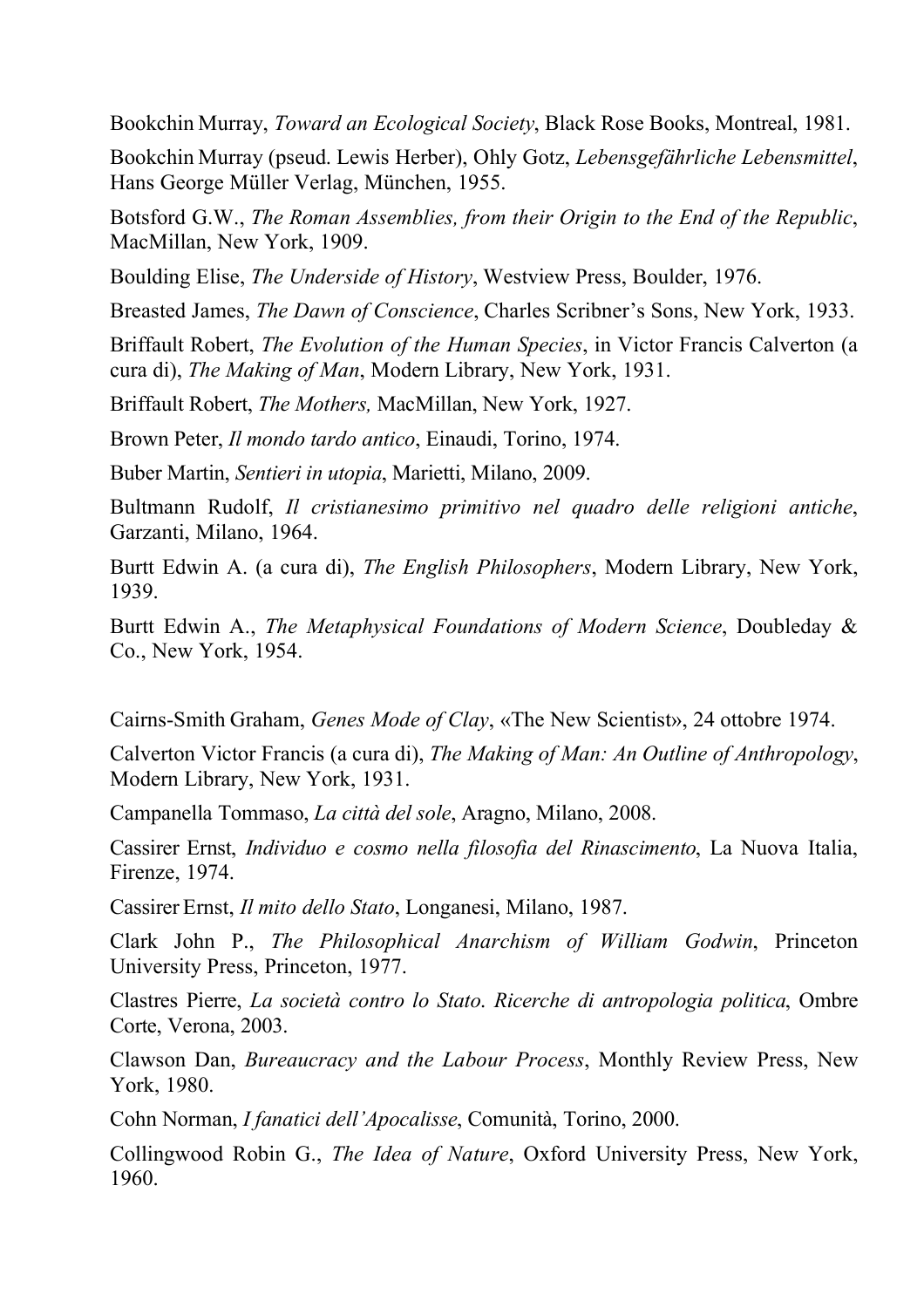Bookchin Murray, *Toward an Ecological Society*, Black Rose Books, Montreal, 1981.

Bookchin Murray (pseud. Lewis Herber), Ohly Gotz, *Lebensgefährliche Lebensmittel*, Hans George Müller Verlag, München, 1955.

Botsford G.W., *The Roman Assemblies, from their Origin to the End of the Republic*, MacMillan, New York, 1909.

Boulding Elise, *The Underside of History*, Westview Press, Boulder, 1976.

Breasted James, *The Dawn of Conscience*, Charles Scribner's Sons, New York, 1933.

Briffault Robert, *The Evolution of the Human Species*, in Victor Francis Calverton (a cura di), *The Making of Man*, Modern Library, New York, 1931.

Briffault Robert, *The Mothers,* MacMillan, New York, 1927.

Brown Peter, *Il mondo tardo antico*, Einaudi, Torino, 1974.

Buber Martin, *Sentieri in utopia*, Marietti, Milano, 2009.

Bultmann Rudolf, *Il cristianesimo primitivo nel quadro delle religioni antiche*, Garzanti, Milano, 1964.

Burtt Edwin A. (a cura di), *The English Philosophers*, Modern Library, New York, 1939.

Burtt Edwin A., *The Metaphysical Foundations of Modern Science*, Doubleday & Co., New York, 1954.

Cairns-Smith Graham, *Genes Mode of Clay*, «The New Scientist», 24 ottobre 1974.

Calverton Victor Francis (a cura di), *The Making of Man: An Outline of Anthropology*, Modern Library, New York, 1931.

Campanella Tommaso, *La città del sole*, Aragno, Milano, 2008.

Cassirer Ernst, *Individuo e cosmo nella filosofia del Rinascimento*, La Nuova Italia, Firenze, 1974.

Cassirer Ernst, *Il mito dello Stato*, Longanesi, Milano, 1987.

Clark John P., *The Philosophical Anarchism of William Godwin*, Princeton University Press, Princeton, 1977.

Clastres Pierre, *La società contro lo Stato. Ricerche di antropologia politica*, Ombre Corte, Verona, 2003.

Clawson Dan, *Bureaucracy and the Labour Process*, Monthly Review Press, New York, 1980.

Cohn Norman, *I fanatici dell'Apocalisse*, Comunità, Torino, 2000.

Collingwood Robin G., *The Idea of Nature*, Oxford University Press, New York, 1960.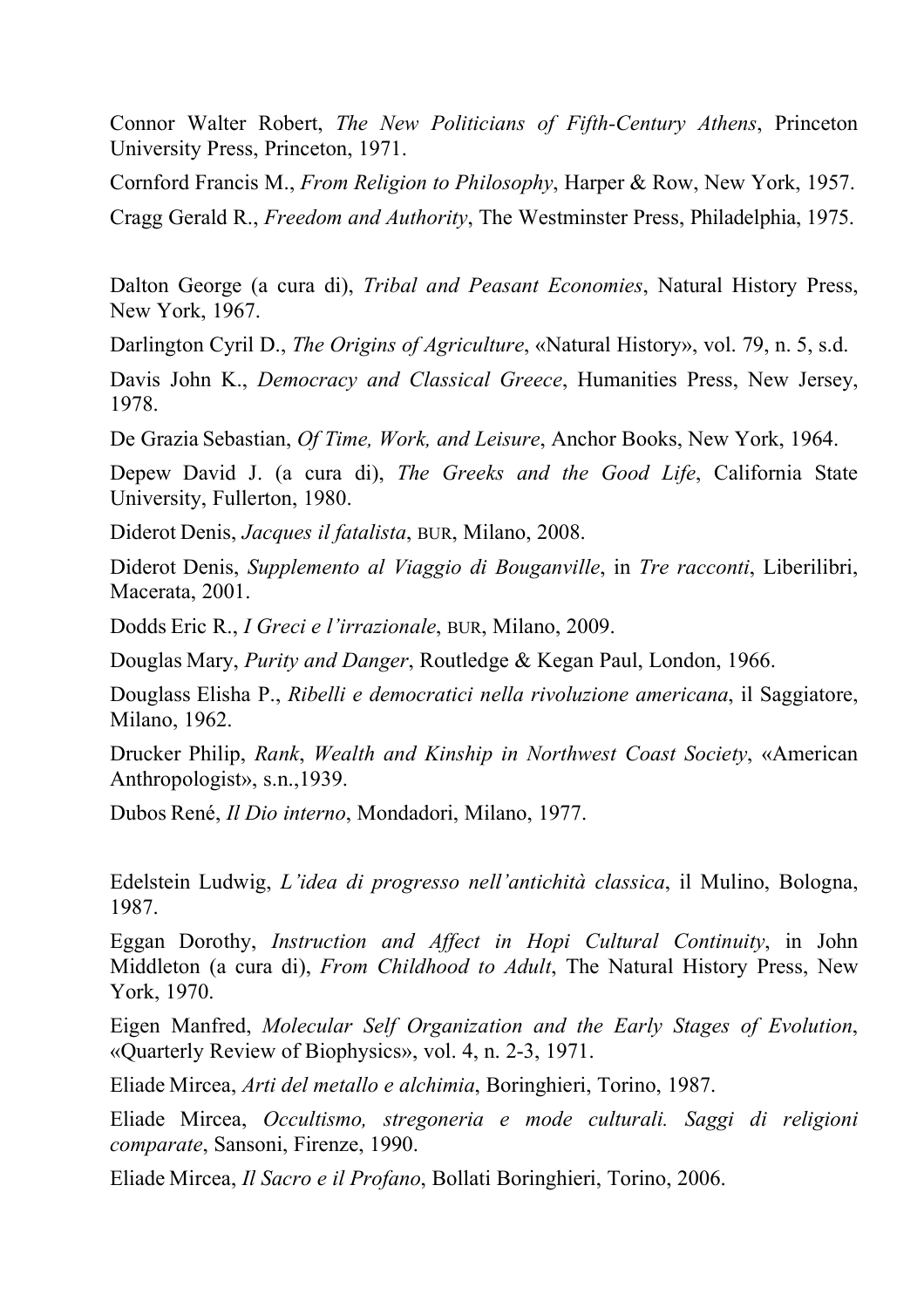Connor Walter Robert, *The New Politicians of Fifth-Century Athens*, Princeton University Press, Princeton, 1971.

Cornford Francis M., *From Religion to Philosophy*, Harper & Row, New York, 1957.

Cragg Gerald R., *Freedom and Authority*, The Westminster Press, Philadelphia, 1975.

Dalton George (a cura di), *Tribal and Peasant Economies*, Natural History Press, New York, 1967.

Darlington Cyril D., *The Origins of Agriculture*, «Natural History», vol. 79, n. 5, s.d.

Davis John K., *Democracy and Classical Greece*, Humanities Press, New Jersey, 1978.

De Grazia Sebastian, *Of Time, Work, and Leisure*, Anchor Books, New York, 1964.

Depew David J. (a cura di), *The Greeks and the Good Life*, California State University, Fullerton, 1980.

Diderot Denis, *Jacques il fatalista*, BUR, Milano, 2008.

Diderot Denis, *Supplemento al Viaggio di Bouganville*, in *Tre racconti*, Liberilibri, Macerata, 2001.

Dodds Eric R., *I Greci e l'irrazionale*, BUR, Milano, 2009.

Douglas Mary, *Purity and Danger*, Routledge & Kegan Paul, London, 1966.

Douglass Elisha P., *Ribelli e democratici nella rivoluzione americana*, il Saggiatore, Milano, 1962.

Drucker Philip, *Rank*, *Wealth and Kinship in Northwest Coast Society*, «American Anthropologist», s.n.,1939.

Dubos René, *Il Dio interno*, Mondadori, Milano, 1977.

Edelstein Ludwig, *L'idea di progresso nell'antichità classica*, il Mulino, Bologna, 1987.

Eggan Dorothy, *Instruction and Affect in Hopi Cultural Continuity*, in John Middleton (a cura di), *From Childhood to Adult*, The Natural History Press, New York, 1970.

Eigen Manfred, *Molecular Self Organization and the Early Stages of Evolution*, «Quarterly Review of Biophysics», vol. 4, n. 2-3, 1971.

Eliade Mircea, *Arti del metallo e alchimia*, Boringhieri, Torino, 1987.

Eliade Mircea, *Occultismo, stregoneria e mode culturali. Saggi di religioni comparate*, Sansoni, Firenze, 1990.

Eliade Mircea, *Il Sacro e il Profano*, Bollati Boringhieri, Torino, 2006.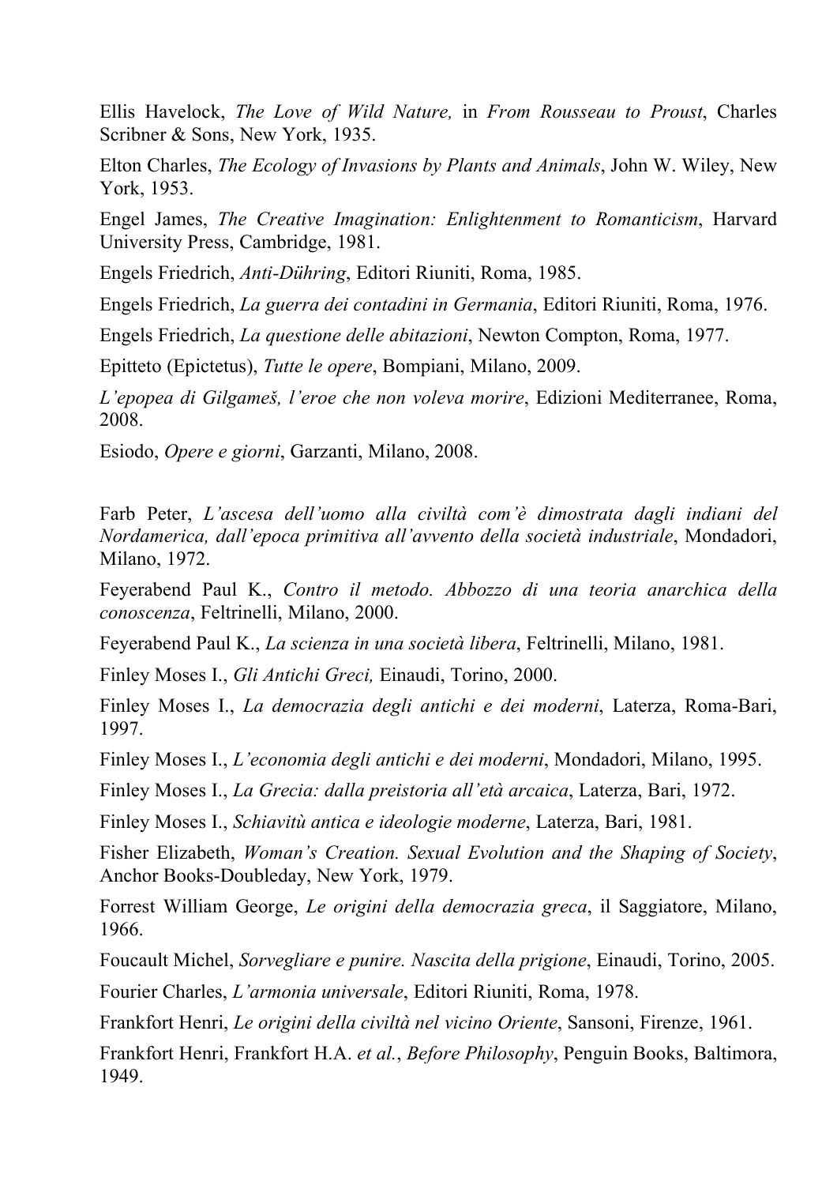Ellis Havelock, *The Love of Wild Nature,* in *From Rousseau to Proust*, Charles Scribner & Sons, New York, 1935.

Elton Charles, *The Ecology of Invasions by Plants and Animals*, John W. Wiley, New York, 1953.

Engel James, *The Creative Imagination: Enlightenment to Romanticism*, Harvard University Press, Cambridge, 1981.

Engels Friedrich, *Anti-Dühring*, Editori Riuniti, Roma, 1985.

Engels Friedrich, *La guerra dei contadini in Germania*, Editori Riuniti, Roma, 1976.

Engels Friedrich, *La questione delle abitazioni*, Newton Compton, Roma, 1977.

Epitteto (Epictetus), *Tutte le opere*, Bompiani, Milano, 2009.

*L'epopea di Gilgameš, l'eroe che non voleva morire*, Edizioni Mediterranee, Roma, 2008.

Esiodo, *Opere e giorni*, Garzanti, Milano, 2008.

Farb Peter, *L'ascesa dell'uomo alla civiltà com'è dimostrata dagli indiani del Nordamerica, dall'epoca primitiva all'avvento della società industriale*, Mondadori, Milano, 1972.

Feyerabend Paul K., *Contro il metodo. Abbozzo di una teoria anarchica della conoscenza*, Feltrinelli, Milano, 2000.

Feyerabend Paul K., *La scienza in una società libera*, Feltrinelli, Milano, 1981.

Finley Moses I., *Gli Antichi Greci,* Einaudi, Torino, 2000.

Finley Moses I., *La democrazia degli antichi e dei moderni*, Laterza, Roma-Bari, 1997.

Finley Moses I., *L'economia degli antichi e dei moderni*, Mondadori, Milano, 1995.

Finley Moses I., *La Grecia: dalla preistoria all'età arcaica*, Laterza, Bari, 1972.

Finley Moses I., *Schiavitù antica e ideologie moderne*, Laterza, Bari, 1981.

Fisher Elizabeth, *Woman's Creation. Sexual Evolution and the Shaping of Society*, Anchor Books-Doubleday, New York, 1979.

Forrest William George, *Le origini della democrazia greca*, il Saggiatore, Milano, 1966.

Foucault Michel, *Sorvegliare e punire. Nascita della prigione*, Einaudi, Torino, 2005.

Fourier Charles, *L'armonia universale*, Editori Riuniti, Roma, 1978.

Frankfort Henri, *Le origini della civiltà nel vicino Oriente*, Sansoni, Firenze, 1961.

Frankfort Henri, Frankfort H.A. *et al.*, *Before Philosophy*, Penguin Books, Baltimora, 1949.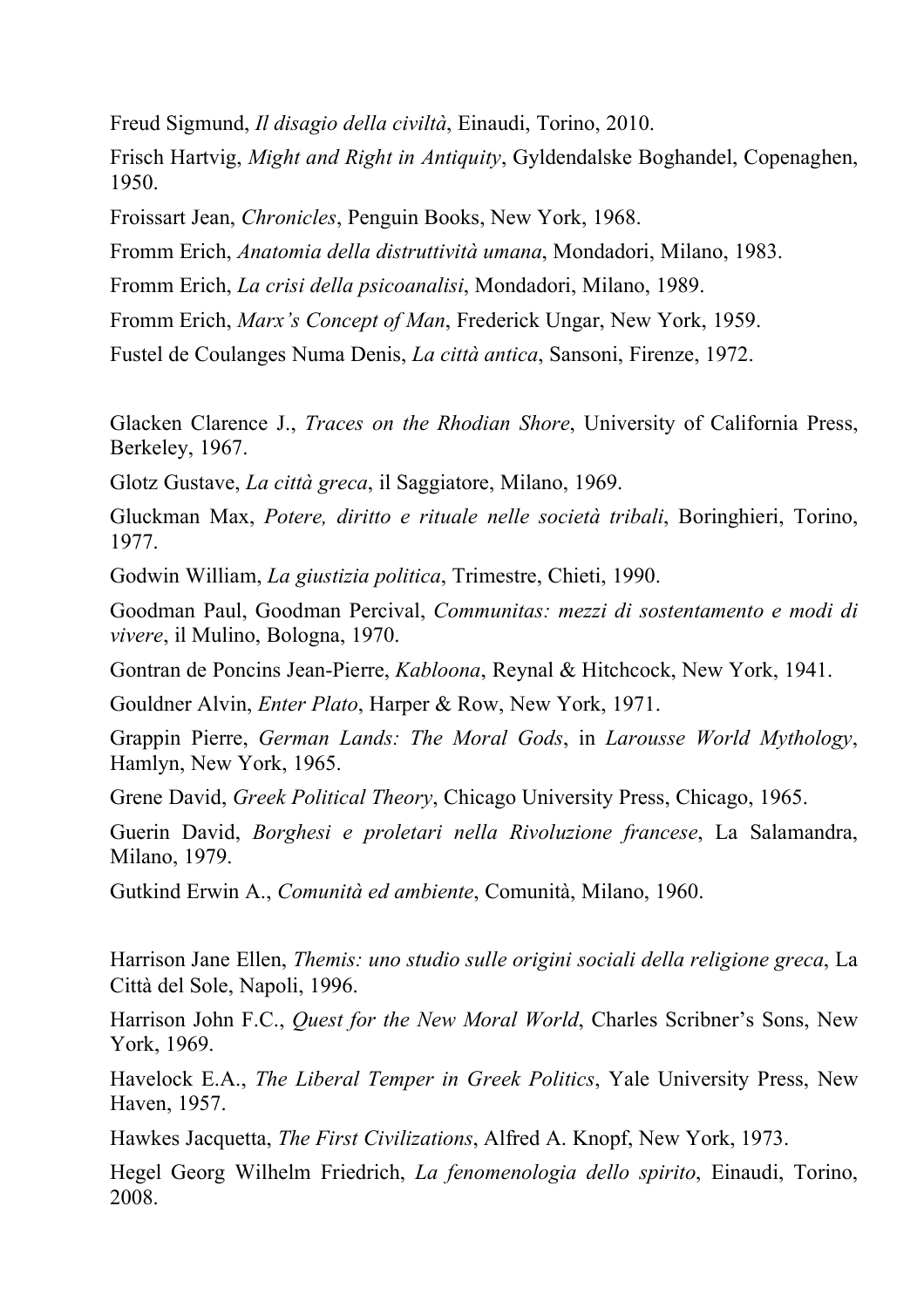Freud Sigmund, *Il disagio della civiltà*, Einaudi, Torino, 2010.

Frisch Hartvig, *Might and Right in Antiquity*, Gyldendalske Boghandel, Copenaghen, 1950.

Froissart Jean, *Chronicles*, Penguin Books, New York, 1968.

Fromm Erich, *Anatomia della distruttività umana*, Mondadori, Milano, 1983.

Fromm Erich, *La crisi della psicoanalisi*, Mondadori, Milano, 1989.

Fromm Erich, *Marx's Concept of Man*, Frederick Ungar, New York, 1959.

Fustel de Coulanges Numa Denis, *La città antica*, Sansoni, Firenze, 1972.

Glacken Clarence J., *Traces on the Rhodian Shore*, University of California Press, Berkeley, 1967.

Glotz Gustave, *La città greca*, il Saggiatore, Milano, 1969.

Gluckman Max, *Potere, diritto e rituale nelle società tribali*, Boringhieri, Torino, 1977.

Godwin William, *La giustizia politica*, Trimestre, Chieti, 1990.

Goodman Paul, Goodman Percival, *Communitas: mezzi di sostentamento e modi di vivere*, il Mulino, Bologna, 1970.

Gontran de Poncins Jean-Pierre, *Kabloona*, Reynal & Hitchcock, New York, 1941.

Gouldner Alvin, *Enter Plato*, Harper & Row, New York, 1971.

Grappin Pierre, *German Lands: The Moral Gods*, in *Larousse World Mythology*, Hamlyn, New York, 1965.

Grene David, *Greek Political Theory*, Chicago University Press, Chicago, 1965.

Guerin David, *Borghesi e proletari nella Rivoluzione francese*, La Salamandra, Milano, 1979.

Gutkind Erwin A., *Comunità ed ambiente*, Comunità, Milano, 1960.

Harrison Jane Ellen, *Themis: uno studio sulle origini sociali della religione greca*, La Città del Sole, Napoli, 1996.

Harrison John F.C., *Quest for the New Moral World*, Charles Scribner's Sons, New York, 1969.

Havelock E.A., *The Liberal Temper in Greek Politics*, Yale University Press, New Haven, 1957.

Hawkes Jacquetta, *The First Civilizations*, Alfred A. Knopf, New York, 1973.

Hegel Georg Wilhelm Friedrich, *La fenomenologia dello spirito*, Einaudi, Torino, 2008.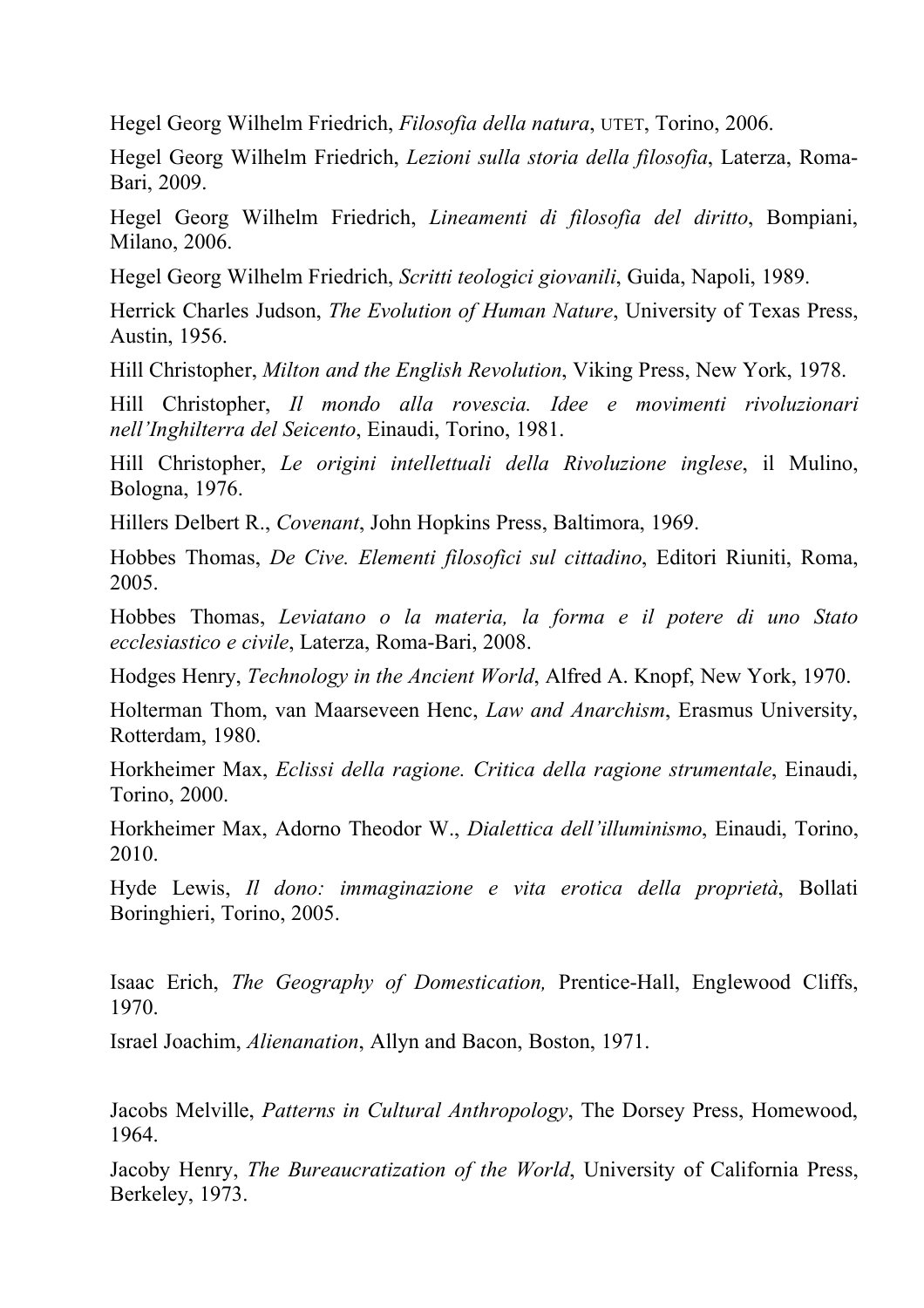Hegel Georg Wilhelm Friedrich, *Filosofia della natura*, UTET, Torino, 2006.

Hegel Georg Wilhelm Friedrich, *Lezioni sulla storia della filosofia*, Laterza, Roma-Bari, 2009.

Hegel Georg Wilhelm Friedrich, *Lineamenti di filosofia del diritto*, Bompiani, Milano, 2006.

Hegel Georg Wilhelm Friedrich, *Scritti teologici giovanili*, Guida, Napoli, 1989.

Herrick Charles Judson, *The Evolution of Human Nature*, University of Texas Press, Austin, 1956.

Hill Christopher, *Milton and the English Revolution*, Viking Press, New York, 1978.

Hill Christopher, *Il mondo alla rovescia. Idee e movimenti rivoluzionari nell'Inghilterra del Seicento*, Einaudi, Torino, 1981.

Hill Christopher, *Le origini intellettuali della Rivoluzione inglese*, il Mulino, Bologna, 1976.

Hillers Delbert R., *Covenant*, John Hopkins Press, Baltimora, 1969.

Hobbes Thomas, *De Cive. Elementi filosofici sul cittadino*, Editori Riuniti, Roma, 2005.

Hobbes Thomas, *Leviatano o la materia, la forma e il potere di uno Stato ecclesiastico e civile*, Laterza, Roma-Bari, 2008.

Hodges Henry, *Technology in the Ancient World*, Alfred A. Knopf, New York, 1970.

Holterman Thom, van Maarseveen Henc, *Law and Anarchism*, Erasmus University, Rotterdam, 1980.

Horkheimer Max, *Eclissi della ragione. Critica della ragione strumentale*, Einaudi, Torino, 2000.

Horkheimer Max, Adorno Theodor W., *Dialettica dell'illuminismo*, Einaudi, Torino, 2010.

Hyde Lewis, *Il dono: immaginazione e vita erotica della proprietà*, Bollati Boringhieri, Torino, 2005.

Isaac Erich, *The Geography of Domestication,* Prentice-Hall, Englewood Cliffs, 1970.

Israel Joachim, *Alienanation*, Allyn and Bacon, Boston, 1971.

Jacobs Melville, *Patterns in Cultural Anthropology*, The Dorsey Press, Homewood, 1964.

Jacoby Henry, *The Bureaucratization of the World*, University of California Press, Berkeley, 1973.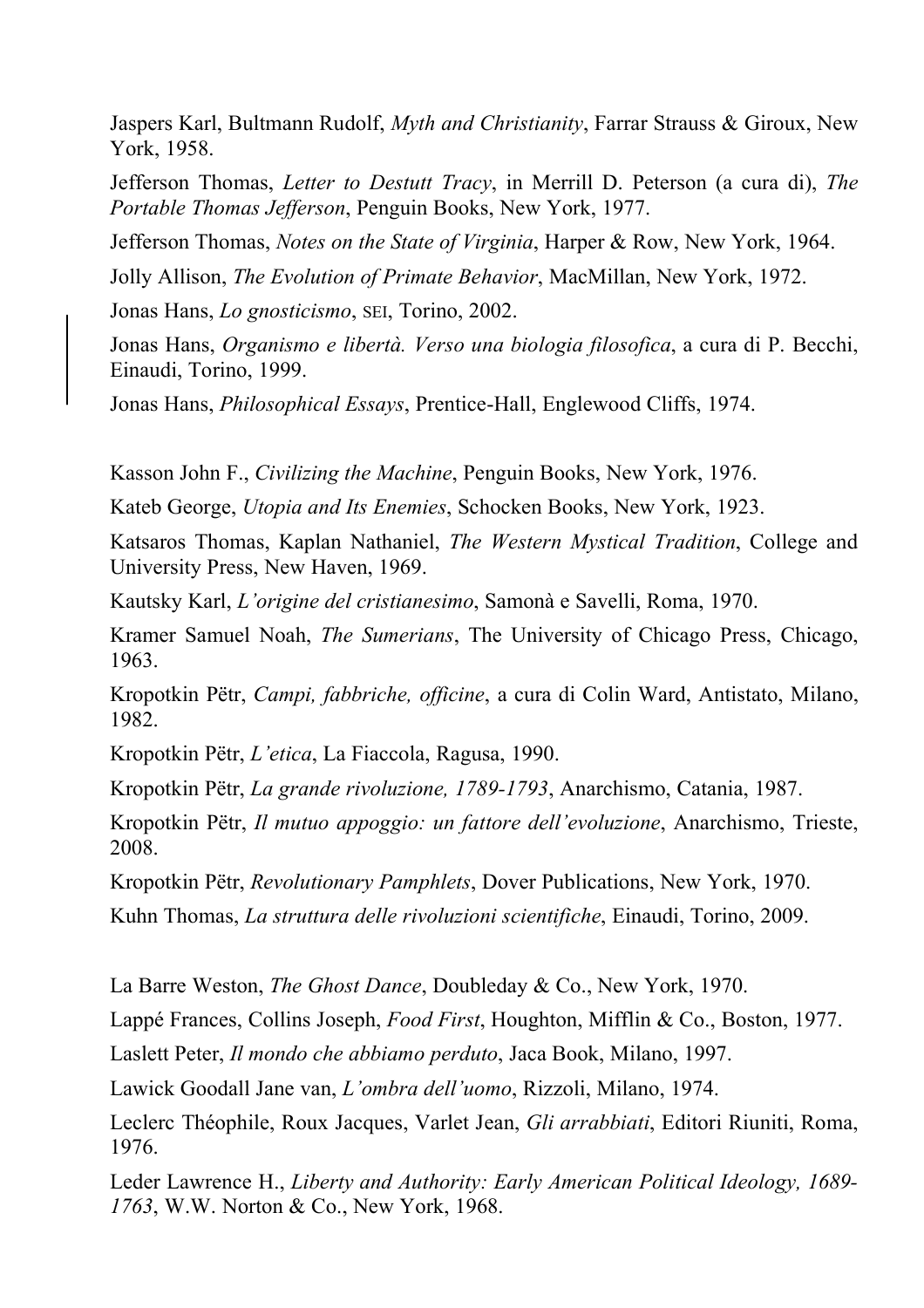Jaspers Karl, Bultmann Rudolf, *Myth and Christianity*, Farrar Strauss & Giroux, New York, 1958.

Jefferson Thomas, *Letter to Destutt Tracy*, in Merrill D. Peterson (a cura di), *The Portable Thomas Jefferson*, Penguin Books, New York, 1977.

Jefferson Thomas, *Notes on the State of Virginia*, Harper & Row, New York, 1964.

Jolly Allison, *The Evolution of Primate Behavior*, MacMillan, New York, 1972.

Jonas Hans, *Lo gnosticismo*, SEI, Torino, 2002.

Jonas Hans, *Organismo e libertà. Verso una biologia filosofica*, a cura di P. Becchi, Einaudi, Torino, 1999.

Jonas Hans, *Philosophical Essays*, Prentice-Hall, Englewood Cliffs, 1974.

Kasson John F., *Civilizing the Machine*, Penguin Books, New York, 1976.

Kateb George, *Utopia and Its Enemies*, Schocken Books, New York, 1923.

Katsaros Thomas, Kaplan Nathaniel, *The Western Mystical Tradition*, College and University Press, New Haven, 1969.

Kautsky Karl, *L'origine del cristianesimo*, Samonà e Savelli, Roma, 1970.

Kramer Samuel Noah, *The Sumerians*, The University of Chicago Press, Chicago, 1963.

Kropotkin Pëtr, *Campi, fabbriche, officine*, a cura di Colin Ward, Antistato, Milano, 1982.

Kropotkin Pëtr, *L'etica*, La Fiaccola, Ragusa, 1990.

Kropotkin Pëtr, *La grande rivoluzione, 1789-1793*, Anarchismo, Catania, 1987.

Kropotkin Pëtr, *Il mutuo appoggio: un fattore dell'evoluzione*, Anarchismo, Trieste, 2008.

Kropotkin Pëtr, *Revolutionary Pamphlets*, Dover Publications, New York, 1970.

Kuhn Thomas, *La struttura delle rivoluzioni scientifiche*, Einaudi, Torino, 2009.

La Barre Weston, *The Ghost Dance*, Doubleday & Co., New York, 1970.

Lappé Frances, Collins Joseph, *Food First*, Houghton, Mifflin & Co., Boston, 1977.

Laslett Peter, *Il mondo che abbiamo perduto*, Jaca Book, Milano, 1997.

Lawick Goodall Jane van, *L'ombra dell'uomo*, Rizzoli, Milano, 1974.

Leclerc Théophile, Roux Jacques, Varlet Jean, *Gli arrabbiati*, Editori Riuniti, Roma, 1976.

Leder Lawrence H., *Liberty and Authority: Early American Political Ideology, 1689-1763*, W.W. Norton & Co., New York, 1968.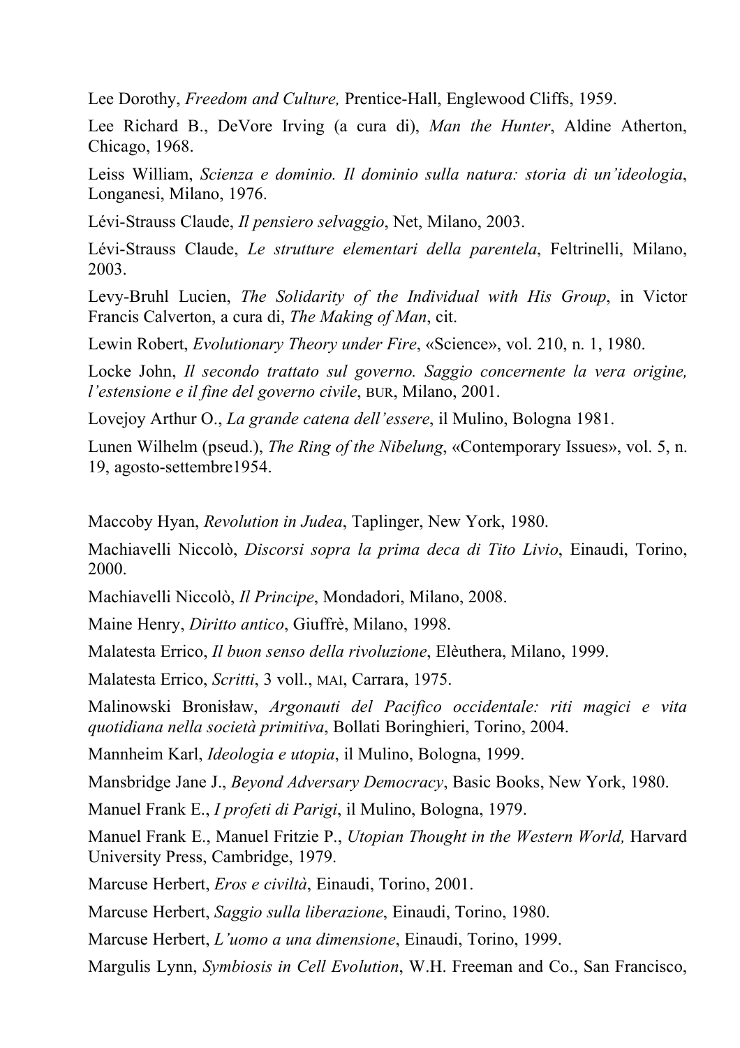Lee Dorothy, *Freedom and Culture,* Prentice-Hall, Englewood Cliffs, 1959.

Lee Richard B., DeVore Irving (a cura di), *Man the Hunter*, Aldine Atherton, Chicago, 1968.

Leiss William, *Scienza e dominio. Il dominio sulla natura: storia di un'ideologia*, Longanesi, Milano, 1976.

Lévi-Strauss Claude, *Il pensiero selvaggio*, Net, Milano, 2003.

Lévi-Strauss Claude, *Le strutture elementari della parentela*, Feltrinelli, Milano, 2003.

Levy-Bruhl Lucien, *The Solidarity of the Individual with His Group*, in Victor Francis Calverton, a cura di, *The Making of Man*, cit.

Lewin Robert, *Evolutionary Theory under Fire*, «Science», vol. 210, n. 1, 1980.

Locke John, *Il secondo trattato sul governo. Saggio concernente la vera origine, l'estensione e il fine del governo civile*, BUR, Milano, 2001.

Lovejoy Arthur O., *La grande catena dell'essere*, il Mulino, Bologna 1981.

Lunen Wilhelm (pseud.), *The Ring of the Nibelung*, «Contemporary Issues», vol. 5, n. 19, agosto-settembre1954.

Maccoby Hyan, *Revolution in Judea*, Taplinger, New York, 1980.

Machiavelli Niccolò, *Discorsi sopra la prima deca di Tito Livio*, Einaudi, Torino, 2000.

Machiavelli Niccolò, *Il Principe*, Mondadori, Milano, 2008.

Maine Henry, *Diritto antico*, Giuffrè, Milano, 1998.

Malatesta Errico, *Il buon senso della rivoluzione*, Elèuthera, Milano, 1999.

Malatesta Errico, *Scritti*, 3 voll., MAI, Carrara, 1975.

Malinowski Bronisław, *Argonauti del Pacifico occidentale: riti magici e vita quotidiana nella società primitiva*, Bollati Boringhieri, Torino, 2004.

Mannheim Karl, *Ideologia e utopia*, il Mulino, Bologna, 1999.

Mansbridge Jane J., *Beyond Adversary Democracy*, Basic Books, New York, 1980.

Manuel Frank E., *I profeti di Parigi*, il Mulino, Bologna, 1979.

Manuel Frank E., Manuel Fritzie P., *Utopian Thought in the Western World,* Harvard University Press, Cambridge, 1979.

Marcuse Herbert, *Eros e civiltà*, Einaudi, Torino, 2001.

Marcuse Herbert, *Saggio sulla liberazione*, Einaudi, Torino, 1980.

Marcuse Herbert, *L'uomo a una dimensione*, Einaudi, Torino, 1999.

Margulis Lynn, *Symbiosis in Cell Evolution*, W.H. Freeman and Co., San Francisco,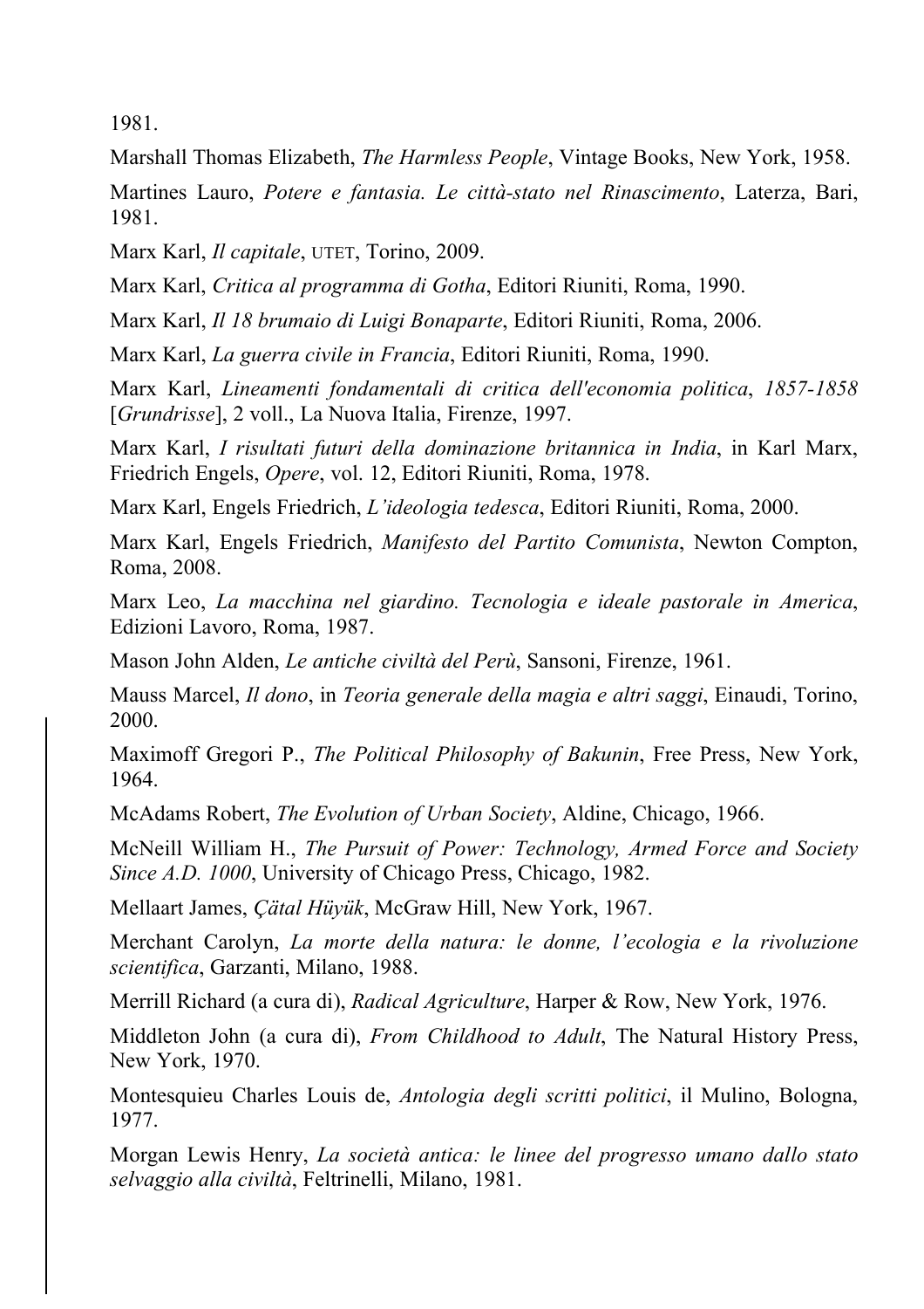1981.

Marshall Thomas Elizabeth, *The Harmless People*, Vintage Books, New York, 1958.

Martines Lauro, *Potere e fantasia. Le città-stato nel Rinascimento*, Laterza, Bari, 1981.

Marx Karl, *Il capitale*, UTET, Torino, 2009.

Marx Karl, *Critica al programma di Gotha*, Editori Riuniti, Roma, 1990.

Marx Karl, *Il 18 brumaio di Luigi Bonaparte*, Editori Riuniti, Roma, 2006.

Marx Karl, *La guerra civile in Francia*, Editori Riuniti, Roma, 1990.

Marx Karl, *Lineamenti fondamentali di critica dell'economia politica*, *1857-1858* [*Grundrisse*], 2 voll., La Nuova Italia, Firenze, 1997.

Marx Karl, *I risultati futuri della dominazione britannica in India*, in Karl Marx, Friedrich Engels, *Opere*, vol. 12, Editori Riuniti, Roma, 1978.

Marx Karl, Engels Friedrich, *L'ideologia tedesca*, Editori Riuniti, Roma, 2000.

Marx Karl, Engels Friedrich, *Manifesto del Partito Comunista*, Newton Compton, Roma, 2008.

Marx Leo, *La macchina nel giardino. Tecnologia e ideale pastorale in America*, Edizioni Lavoro, Roma, 1987.

Mason John Alden, *Le antiche civiltà del Perù*, Sansoni, Firenze, 1961.

Mauss Marcel, *Il dono*, in *Teoria generale della magia e altri saggi*, Einaudi, Torino, 2000.

Maximoff Gregori P., *The Political Philosophy of Bakunin*, Free Press, New York, 1964.

McAdams Robert, *The Evolution of Urban Society*, Aldine, Chicago, 1966.

McNeill William H., *The Pursuit of Power: Technology, Armed Force and Society Since A.D. 1000*, University of Chicago Press, Chicago, 1982.

Mellaart James, *Çätal Hüyük*, McGraw Hill, New York, 1967.

Merchant Carolyn, *La morte della natura: le donne, l'ecologia e la rivoluzione scientifica*, Garzanti, Milano, 1988.

Merrill Richard (a cura di), *Radical Agriculture*, Harper & Row, New York, 1976.

Middleton John (a cura di), *From Childhood to Adult*, The Natural History Press, New York, 1970.

Montesquieu Charles Louis de, *Antologia degli scritti politici*, il Mulino, Bologna, 1977.

Morgan Lewis Henry, *La società antica: le linee del progresso umano dallo stato selvaggio alla civiltà*, Feltrinelli, Milano, 1981.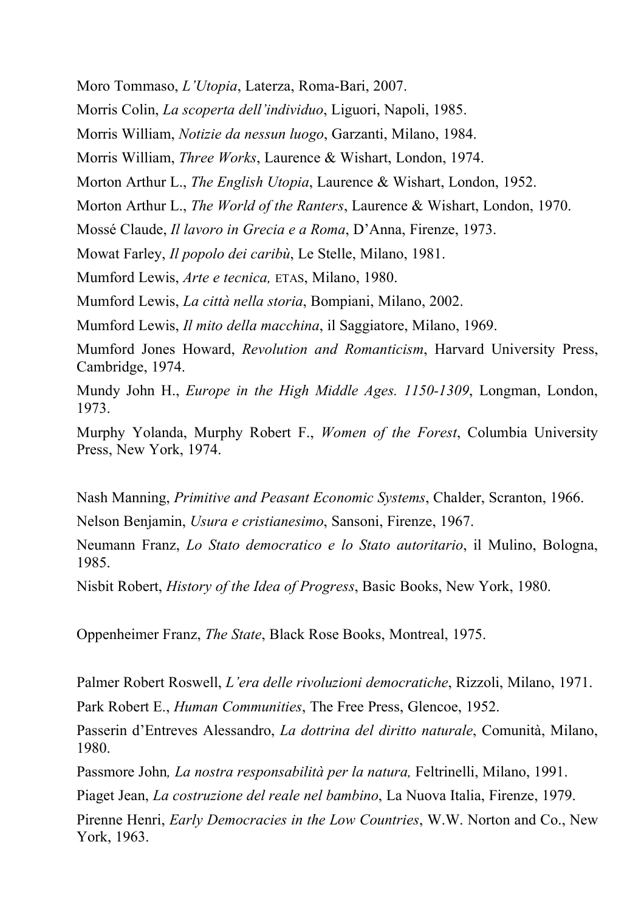Moro Tommaso, *L'Utopia*, Laterza, Roma-Bari, 2007.

Morris Colin, *La scoperta dell'individuo*, Liguori, Napoli, 1985.

Morris William, *Notizie da nessun luogo*, Garzanti, Milano, 1984.

Morris William, *Three Works*, Laurence & Wishart, London, 1974.

Morton Arthur L., *The English Utopia*, Laurence & Wishart, London, 1952.

Morton Arthur L., *The World of the Ranters*, Laurence & Wishart, London, 1970.

Mossé Claude, *Il lavoro in Grecia e a Roma*, D'Anna, Firenze, 1973.

Mowat Farley, *Il popolo dei caribù*, Le Stelle, Milano, 1981.

Mumford Lewis, *Arte e tecnica,* ETAS, Milano, 1980.

Mumford Lewis, *La città nella storia*, Bompiani, Milano, 2002.

Mumford Lewis, *Il mito della macchina*, il Saggiatore, Milano, 1969.

Mumford Jones Howard, *Revolution and Romanticism*, Harvard University Press, Cambridge, 1974.

Mundy John H., *Europe in the High Middle Ages. 1150-1309*, Longman, London, 1973.

Murphy Yolanda, Murphy Robert F., *Women of the Forest*, Columbia University Press, New York, 1974.

Nash Manning, *Primitive and Peasant Economic Systems*, Chalder, Scranton, 1966.

Nelson Benjamin, *Usura e cristianesimo*, Sansoni, Firenze, 1967.

Neumann Franz, *Lo Stato democratico e lo Stato autoritario*, il Mulino, Bologna, 1985.

Nisbit Robert, *History of the Idea of Progress*, Basic Books, New York, 1980.

Oppenheimer Franz, *The State*, Black Rose Books, Montreal, 1975.

Palmer Robert Roswell, *L'era delle rivoluzioni democratiche*, Rizzoli, Milano, 1971.

Park Robert E., *Human Communities*, The Free Press, Glencoe, 1952.

Passerin d'Entreves Alessandro, *La dottrina del diritto naturale*, Comunità, Milano, 1980.

Passmore John*, La nostra responsabilità per la natura,* Feltrinelli, Milano, 1991.

Piaget Jean, *La costruzione del reale nel bambino*, La Nuova Italia, Firenze, 1979.

Pirenne Henri, *Early Democracies in the Low Countries*, W.W. Norton and Co., New York, 1963.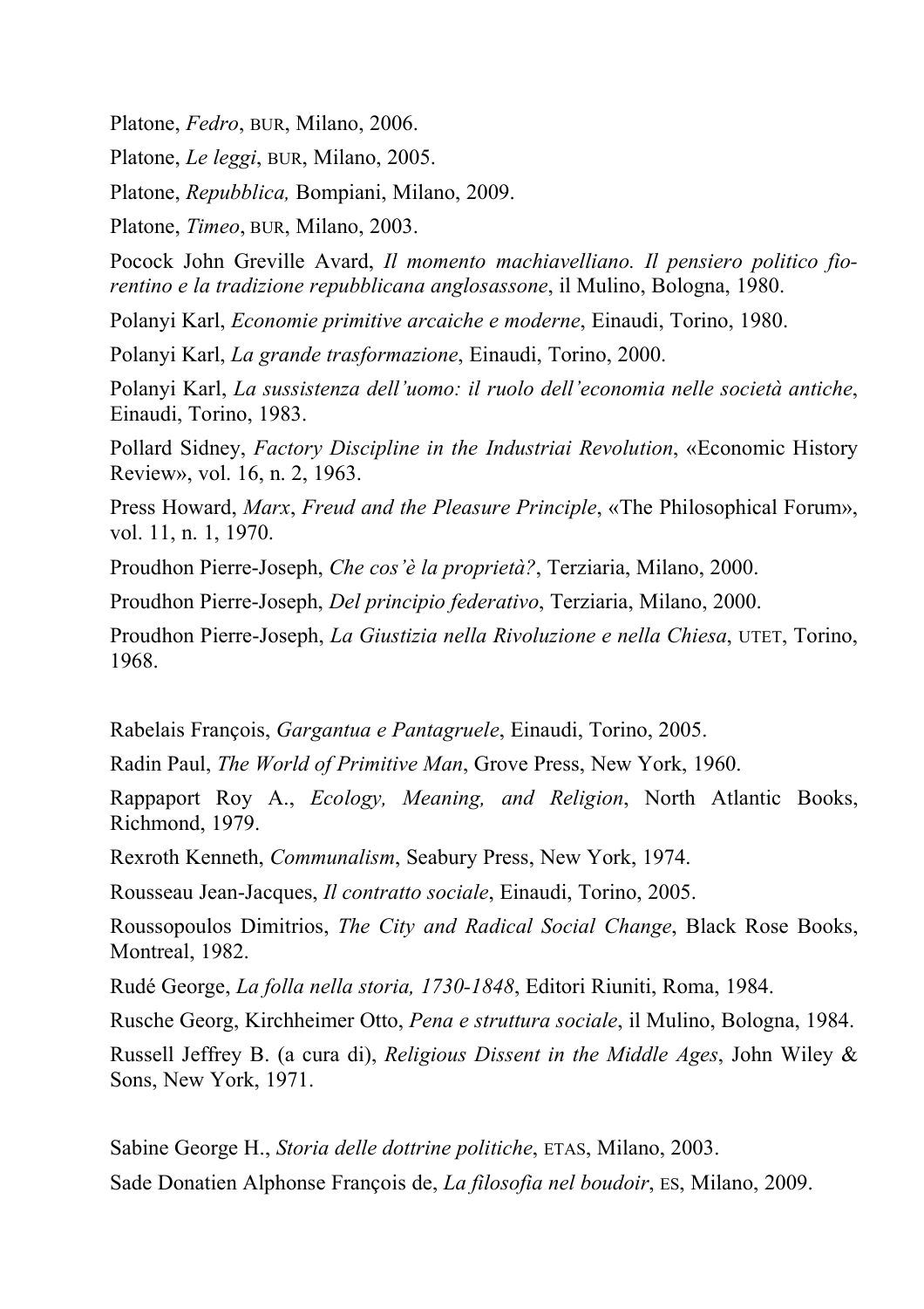Platone, *Fedro*, BUR, Milano, 2006.

Platone, *Le leggi*, BUR, Milano, 2005.

Platone, *Repubblica,* Bompiani, Milano, 2009.

Platone, *Timeo*, BUR, Milano, 2003.

Pocock John Greville Avard, *Il momento machiavelliano. Il pensiero politico fiorentino e la tradizione repubblicana anglosassone*, il Mulino, Bologna, 1980.

Polanyi Karl, *Economie primitive arcaiche e moderne*, Einaudi, Torino, 1980.

Polanyi Karl, *La grande trasformazione*, Einaudi, Torino, 2000.

Polanyi Karl, *La sussistenza dell'uomo: il ruolo dell'economia nelle società antiche*, Einaudi, Torino, 1983.

Pollard Sidney, *Factory Discipline in the Industriai Revolution*, «Economic History Review», vol. 16, n. 2, 1963.

Press Howard, *Marx*, *Freud and the Pleasure Principle*, «The Philosophical Forum», vol. 11, n. 1, 1970.

Proudhon Pierre-Joseph, *Che cos'è la proprietà?*, Terziaria, Milano, 2000.

Proudhon Pierre-Joseph, *Del principio federativo*, Terziaria, Milano, 2000.

Proudhon Pierre-Joseph, *La Giustizia nella Rivoluzione e nella Chiesa*, UTET, Torino, 1968.

Rabelais François, *Gargantua e Pantagruele*, Einaudi, Torino, 2005.

Radin Paul, *The World of Primitive Man*, Grove Press, New York, 1960.

Rappaport Roy A., *Ecology, Meaning, and Religion*, North Atlantic Books, Richmond, 1979.

Rexroth Kenneth, *Communalism*, Seabury Press, New York, 1974.

Rousseau Jean-Jacques, *Il contratto sociale*, Einaudi, Torino, 2005.

Roussopoulos Dimitrios, *The City and Radical Social Change*, Black Rose Books, Montreal, 1982.

Rudé George, *La folla nella storia, 1730-1848*, Editori Riuniti, Roma, 1984.

Rusche Georg, Kirchheimer Otto, *Pena e struttura sociale*, il Mulino, Bologna, 1984.

Russell Jeffrey B. (a cura di), *Religious Dissent in the Middle Ages*, John Wiley & Sons, New York, 1971.

Sabine George H., *Storia delle dottrine politiche*, ETAS, Milano, 2003.

Sade Donatien Alphonse François de, *La filosofia nel boudoir*, ES, Milano, 2009.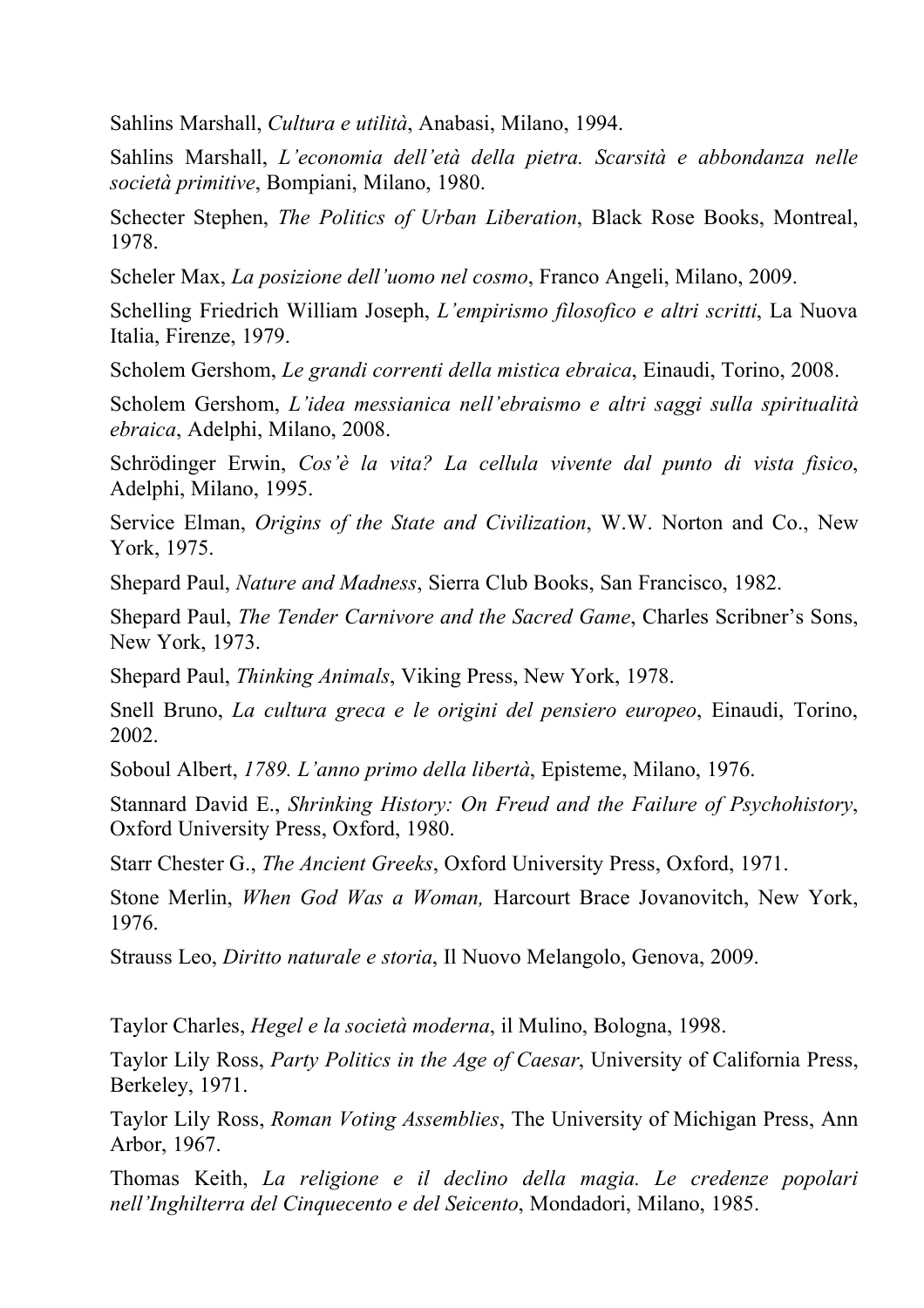Sahlins Marshall, *Cultura e utilità*, Anabasi, Milano, 1994.

Sahlins Marshall, *L'economia dell'età della pietra. Scarsità e abbondanza nelle società primitive*, Bompiani, Milano, 1980.

Schecter Stephen, *The Politics of Urban Liberation*, Black Rose Books, Montreal, 1978.

Scheler Max, *La posizione dell'uomo nel cosmo*, Franco Angeli, Milano, 2009.

Schelling Friedrich William Joseph, *L'empirismo filosofico e altri scritti*, La Nuova Italia, Firenze, 1979.

Scholem Gershom, *Le grandi correnti della mistica ebraica*, Einaudi, Torino, 2008.

Scholem Gershom, *L'idea messianica nell'ebraismo e altri saggi sulla spiritualità ebraica*, Adelphi, Milano, 2008.

Schrödinger Erwin, *Cos'è la vita? La cellula vivente dal punto di vista fisico*, Adelphi, Milano, 1995.

Service Elman, *Origins of the State and Civilization*, W.W. Norton and Co., New York, 1975.

Shepard Paul, *Nature and Madness*, Sierra Club Books, San Francisco, 1982.

Shepard Paul, *The Tender Carnivore and the Sacred Game*, Charles Scribner's Sons, New York, 1973.

Shepard Paul, *Thinking Animals*, Viking Press, New York, 1978.

Snell Bruno, *La cultura greca e le origini del pensiero europeo*, Einaudi, Torino, 2002.

Soboul Albert, *1789. L'anno primo della libertà*, Episteme, Milano, 1976.

Stannard David E., *Shrinking History: On Freud and the Failure of Psychohistory*, Oxford University Press, Oxford, 1980.

Starr Chester G., *The Ancient Greeks*, Oxford University Press, Oxford, 1971.

Stone Merlin, *When God Was a Woman,* Harcourt Brace Jovanovitch, New York, 1976.

Strauss Leo, *Diritto naturale e storia*, Il Nuovo Melangolo, Genova, 2009.

Taylor Charles, *Hegel e la società moderna*, il Mulino, Bologna, 1998.

Taylor Lily Ross, *Party Politics in the Age of Caesar*, University of California Press, Berkeley, 1971.

Taylor Lily Ross, *Roman Voting Assemblies*, The University of Michigan Press, Ann Arbor, 1967.

Thomas Keith, *La religione e il declino della magia. Le credenze popolari nell'Inghilterra del Cinquecento e del Seicento*, Mondadori, Milano, 1985.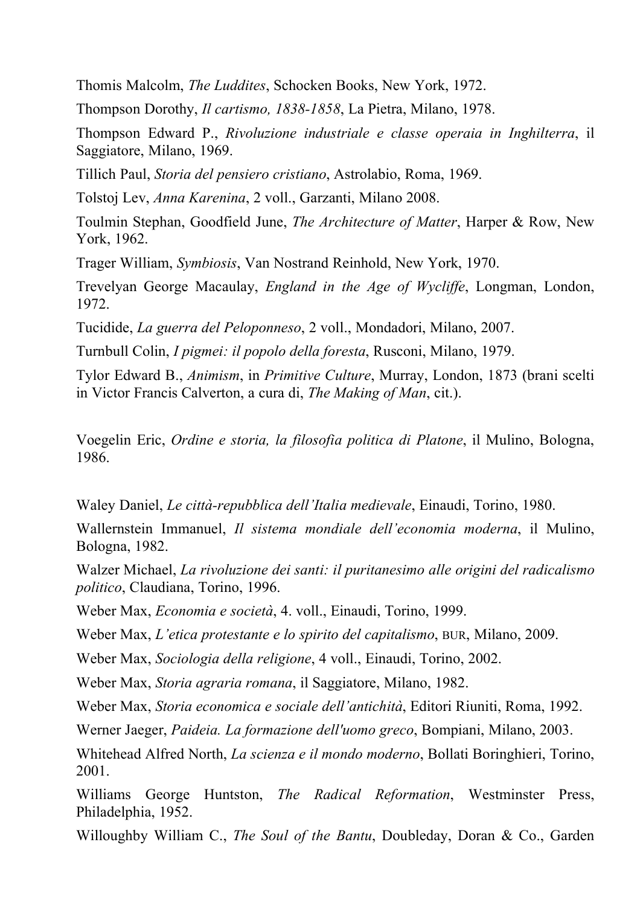Thomis Malcolm, *The Luddites*, Schocken Books, New York, 1972.

Thompson Dorothy, *Il cartismo, 1838-1858*, La Pietra, Milano, 1978.

Thompson Edward P., *Rivoluzione industriale e classe operaia in Inghilterra*, il Saggiatore, Milano, 1969.

Tillich Paul, *Storia del pensiero cristiano*, Astrolabio, Roma, 1969.

Tolstoj Lev, *Anna Karenina*, 2 voll., Garzanti, Milano 2008.

Toulmin Stephan, Goodfield June, *The Architecture of Matter*, Harper & Row, New York, 1962.

Trager William, *Symbiosis*, Van Nostrand Reinhold, New York, 1970.

Trevelyan George Macaulay, *England in the Age of Wycliffe*, Longman, London, 1972.

Tucidide, *La guerra del Peloponneso*, 2 voll., Mondadori, Milano, 2007.

Turnbull Colin, *I pigmei: il popolo della foresta*, Rusconi, Milano, 1979.

Tylor Edward B., *Animism*, in *Primitive Culture*, Murray, London, 1873 (brani scelti in Victor Francis Calverton, a cura di, *The Making of Man*, cit.).

Voegelin Eric, *Ordine e storia, la filosofia politica di Platone*, il Mulino, Bologna, 1986.

Waley Daniel, *Le città-repubblica dell'Italia medievale*, Einaudi, Torino, 1980.

Wallernstein Immanuel, *Il sistema mondiale dell'economia moderna*, il Mulino, Bologna, 1982.

Walzer Michael, *La rivoluzione dei santi: il puritanesimo alle origini del radicalismo politico*, Claudiana, Torino, 1996.

Weber Max, *Economia e società*, 4. voll., Einaudi, Torino, 1999.

Weber Max, *L'etica protestante e lo spirito del capitalismo*, BUR, Milano, 2009.

Weber Max, *Sociologia della religione*, 4 voll., Einaudi, Torino, 2002.

Weber Max, *Storia agraria romana*, il Saggiatore, Milano, 1982.

Weber Max, *Storia economica e sociale dell'antichità*, Editori Riuniti, Roma, 1992.

Werner Jaeger, *Paideia. La formazione dell'uomo greco*, Bompiani, Milano, 2003.

Whitehead Alfred North, *La scienza e il mondo moderno*, Bollati Boringhieri, Torino, 2001.

Williams George Huntston, *The Radical Reformation*, Westminster Press, Philadelphia, 1952.

Willoughby William C., *The Soul of the Bantu*, Doubleday, Doran & Co., Garden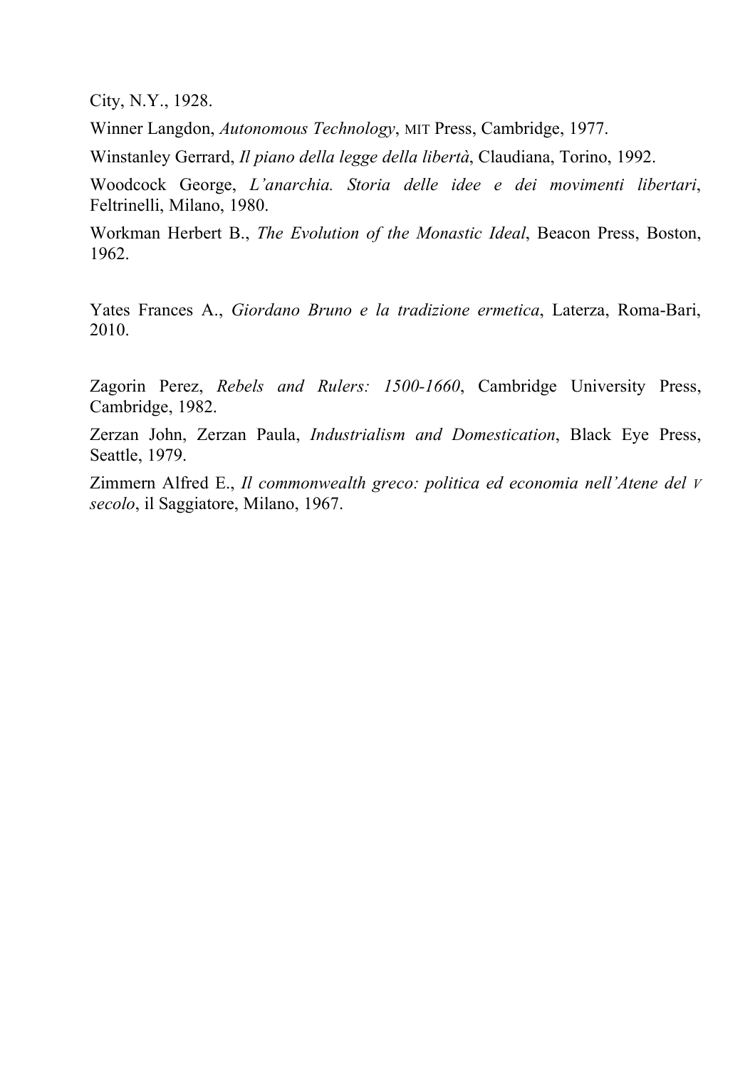City, N.Y., 1928.

Winner Langdon, *Autonomous Technology*, MIT Press, Cambridge, 1977.

Winstanley Gerrard, *Il piano della legge della libertà*, Claudiana, Torino, 1992.

Woodcock George, *L'anarchia. Storia delle idee e dei movimenti libertari*, Feltrinelli, Milano, 1980.

Workman Herbert B., *The Evolution of the Monastic Ideal*, Beacon Press, Boston, 1962.

Yates Frances A., *Giordano Bruno e la tradizione ermetica*, Laterza, Roma-Bari, 2010.

Zagorin Perez, *Rebels and Rulers: 1500-1660*, Cambridge University Press, Cambridge, 1982.

Zerzan John, Zerzan Paula, *Industrialism and Domestication*, Black Eye Press, Seattle, 1979.

Zimmern Alfred E., *Il commonwealth greco: politica ed economia nell'Atene del V secolo*, il Saggiatore, Milano, 1967.